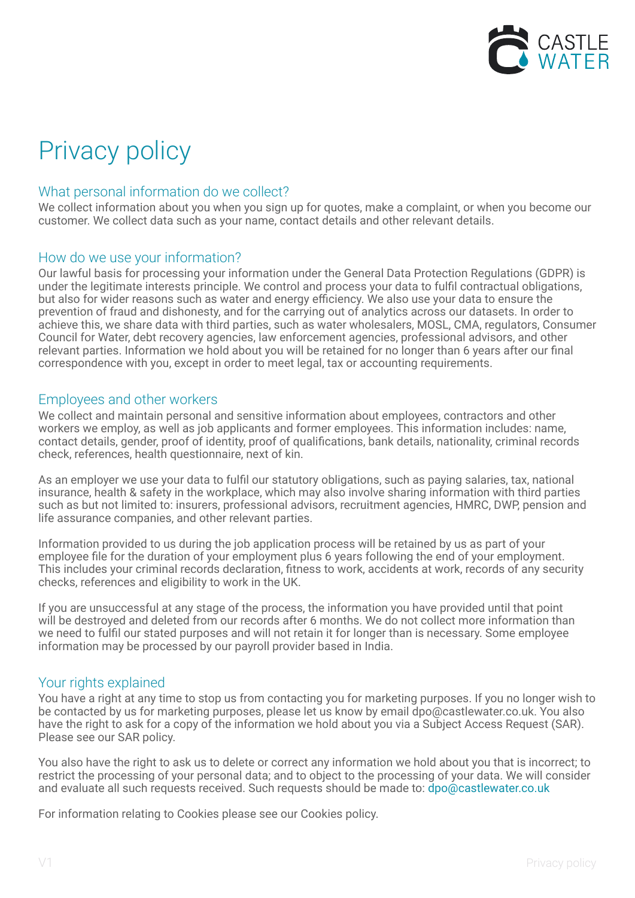# Privacy policy

## What personal information do we collect?

We collect information about you when you sign up for quotes, make a complaint, or when you become our customer. We collect data such as your name, contact details and other relevant details.

## How do we use your information?

Our lawful basis for processing your information under the General Data Protection Regulations (GDPR) is under the legitimate interests principle. We control and process your data to fulfil contractual obligations, but also for wider reasons such as water and energy efficiency. We also use your data to ensure the prevention of fraud and dishonesty, and for the carrying out of analytics across our datasets. In order to achieve this, we share data with third parties, such as water wholesalers, MOSL, CMA, regulators, Consumer Council for Water, debt recovery agencies, law enforcement agencies, professional advisors, and other relevant parties. Information we hold about you will be retained for no longer than 6 years after our final correspondence with you, except in order to meet legal, tax or accounting requirements.

## Employees and other workers

We collect and maintain personal and sensitive information about employees, contractors and other workers we employ, as well as job applicants and former employees. This information includes: name, contact details, gender, proof of identity, proof of qualifications, bank details, nationality, criminal records check, references, health questionnaire, next of kin.

As an employer we use your data to fulfil our statutory obligations, such as paying salaries, tax, national insurance, health & safety in the workplace, which may also involve sharing information with third parties such as but not limited to: insurers, professional advisors, recruitment agencies, HMRC, DWP, pension and life assurance companies, and other relevant parties.

Information provided to us during the job application process will be retained by us as part of your employee file for the duration of your employment plus 6 years following the end of your employment. This includes your criminal records declaration, fitness to work, accidents at work, records of any security checks, references and eligibility to work in the UK.

If you are unsuccessful at any stage of the process, the information you have provided until that point will be destroyed and deleted from our records after 6 months. We do not collect more information than we need to fulfil our stated purposes and will not retain it for longer than is necessary. Some employee information may be processed by our payroll provider based in India.

## Your rights explained

You have a right at any time to stop us from contacting you for marketing purposes. If you no longer wish to be contacted by us for marketing purposes, please let us know by email dpo@castlewater.co.uk. You also have the right to ask for a copy of the information we hold about you via a Subject Access Request (SAR). Please see our SAR policy.

You also have the right to ask us to delete or correct any information we hold about you that is incorrect; to restrict the processing of your personal data; and to object to the processing of your data. We will consider and evaluate all such requests received. Such requests should be made to: dpo@castlewater.co.uk

For information relating to Cookies please see our Cookies policy.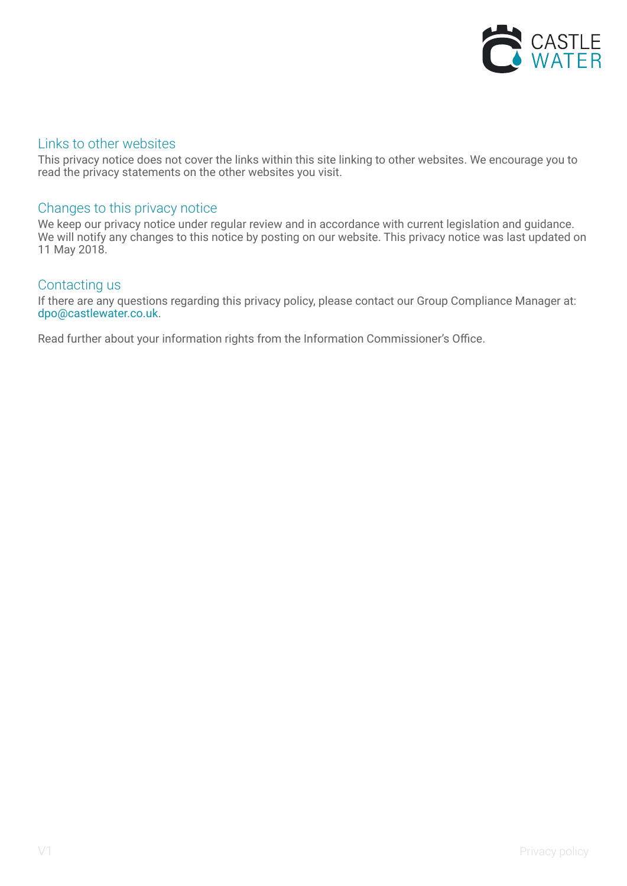## Links to other websites

This privacy notice does not cover the links within this site linking to other websites. We encourage you to read the privacy statements on the other websites you visit.

## Changes to this privacy notice

We keep our privacy notice under regular review and in accordance with current legislation and guidance. We will notify any changes to this notice by posting on our website. This privacy notice was last updated on 11 May 2018.

## Contacting us

If there are any questions regarding this privacy policy, please contact our Group Compliance Manager at: dpo@castlewater.co.uk.

Read further about your information rights from the Information Commissioner's Office.